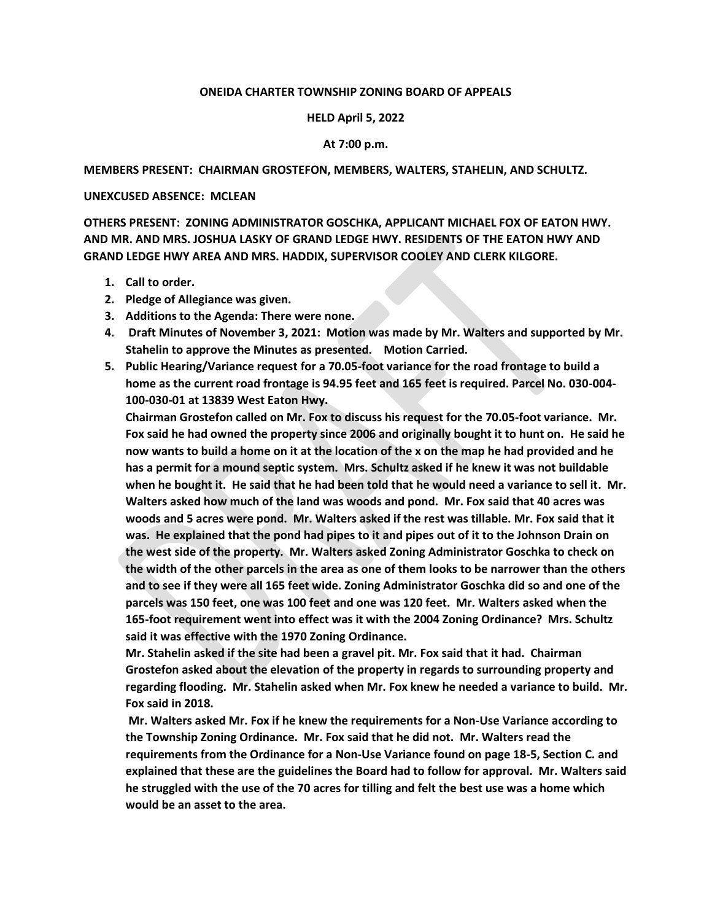**ONEIDA CHARTER TOWNSHIP ZONING BOARD OF APPEALS**

**HELD April 5, 2022**

**At 7:00 p.m.**

**MEMBERS PRESENT: CHAIRMAN GROSTEFON, MEMBERS, WALTERS, STAHELIN, AND SCHULTZ.**

**UNEXCUSED ABSENCE: MCLEAN**

**OTHERS PRESENT: ZONING ADMINISTRATOR GOSCHKA, APPLICANT MICHAEL FOX OF EATON HWY. AND MR. AND MRS. JOSHUA LASKY OF GRAND LEDGE HWY. RESIDENTS OF THE EATON HWY AND GRAND LEDGE HWY AREA AND MRS. HADDIX, SUPERVISOR COOLEY AND CLERK KILGORE.**

1. **Call to order.**
2. **Pledge of Allegiance was given.**
3. **Additions to the Agenda: There were none.**
4. **Draft Minutes of November 3, 2021: Motion was made by Mr. Walters and supported by Mr. Stahelin to approve the Minutes as presented. Motion Carried.**
5. **Public Hearing/Variance request for a 70.05-foot variance for the road frontage to build a home as the current road frontage is 94.95 feet and 165 feet is required. Parcel No. 030-004-100-030-01 at 13839 West Eaton Hwy.**

   **Chairman Grostefon called on Mr. Fox to discuss his request for the 70.05-foot variance. Mr. Fox said he had owned the property since 2006 and originally bought it to hunt on. He said he now wants to build a home on it at the location of the x on the map he had provided and he has a permit for a mound septic system. Mrs. Schultz asked if he knew it was not buildable when he bought it. He said that he had been told that he would need a variance to sell it. Mr. Walters asked how much of the land was woods and pond. Mr. Fox said that 40 acres was woods and 5 acres were pond. Mr. Walters asked if the rest was tillable. Mr. Fox said that it was. He explained that the pond had pipes to it and pipes out of it to the Johnson Drain on the west side of the property. Mr. Walters asked Zoning Administrator Goschka to check on the width of the other parcels in the area as one of them looks to be narrower than the others and to see if they were all 165 feet wide. Zoning Administrator Goschka did so and one of the parcels was 150 feet, one was 100 feet and one was 120 feet. Mr. Walters asked when the 165-foot requirement went into effect was it with the 2004 Zoning Ordinance? Mrs. Schultz said it was effective with the 1970 Zoning Ordinance.**

   **Mr. Stahelin asked if the site had been a gravel pit. Mr. Fox said that it had. Chairman Grostefon asked about the elevation of the property in regards to surrounding property and regarding flooding. Mr. Stahelin asked when Mr. Fox knew he needed a variance to build. Mr. Fox said in 2018.**

   **Mr. Walters asked Mr. Fox if he knew the requirements for a Non-Use Variance according to the Township Zoning Ordinance. Mr. Fox said that he did not. Mr. Walters read the requirements from the Ordinance for a Non-Use Variance found on page 18-5, Section C. and explained that these are the guidelines the Board had to follow for approval. Mr. Walters said he struggled with the use of the 70 acres for tilling and felt the best use was a home which would be an asset to the area.**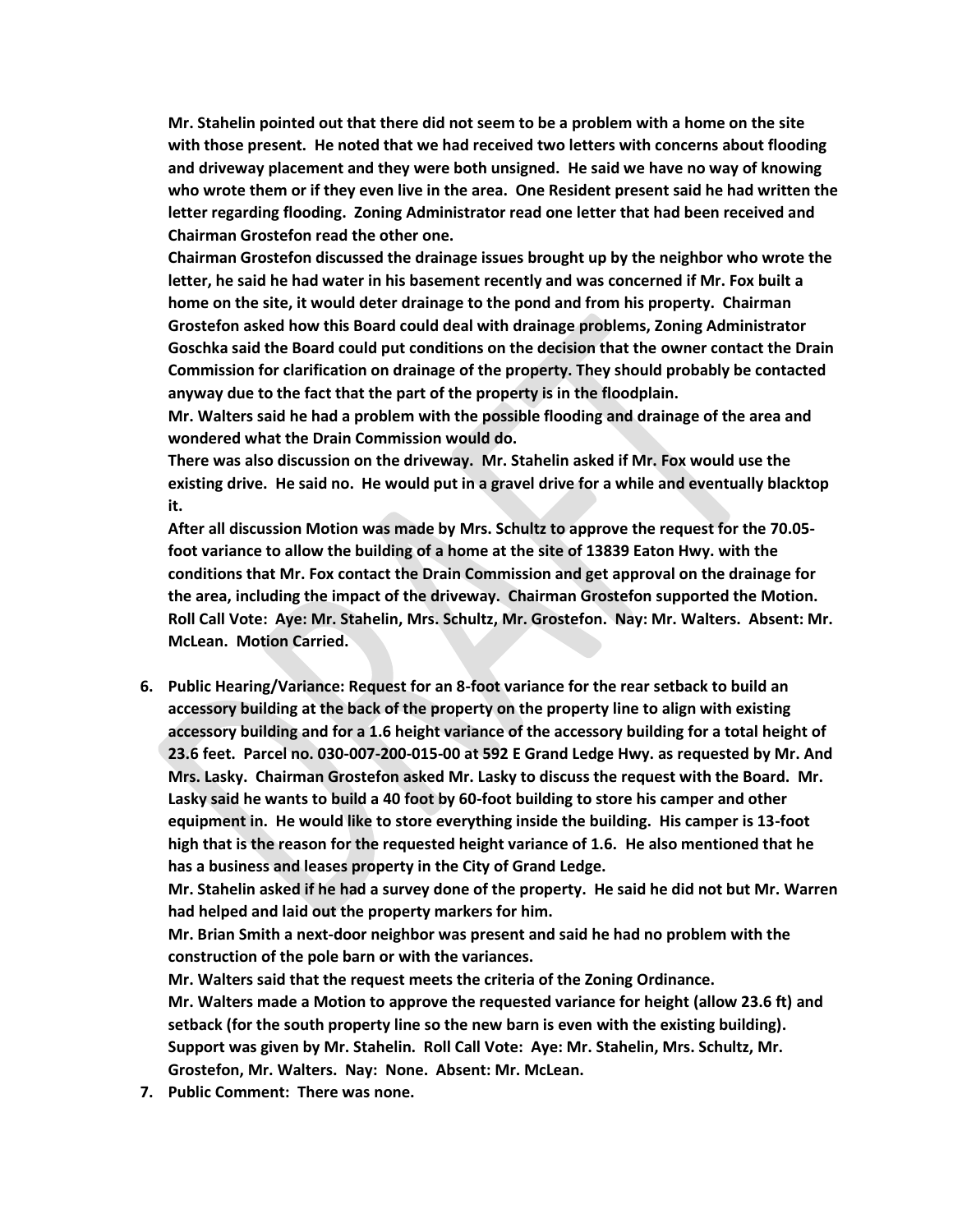**Mr. Stahelin pointed out that there did not seem to be a problem with a home on the site with those present. He noted that we had received two letters with concerns about flooding and driveway placement and they were both unsigned. He said we have no way of knowing who wrote them or if they even live in the area. One Resident present said he had written the letter regarding flooding. Zoning Administrator read one letter that had been received and Chairman Grostefon read the other one.**

**Chairman Grostefon discussed the drainage issues brought up by the neighbor who wrote the letter, he said he had water in his basement recently and was concerned if Mr. Fox built a home on the site, it would deter drainage to the pond and from his property. Chairman Grostefon asked how this Board could deal with drainage problems, Zoning Administrator Goschka said the Board could put conditions on the decision that the owner contact the Drain Commission for clarification on drainage of the property. They should probably be contacted anyway due to the fact that the part of the property is in the floodplain.**

**Mr. Walters said he had a problem with the possible flooding and drainage of the area and wondered what the Drain Commission would do.**

**There was also discussion on the driveway. Mr. Stahelin asked if Mr. Fox would use the existing drive. He said no. He would put in a gravel drive for a while and eventually blacktop it.**

**After all discussion Motion was made by Mrs. Schultz to approve the request for the 70.05-foot variance to allow the building of a home at the site of 13839 Eaton Hwy. with the conditions that Mr. Fox contact the Drain Commission and get approval on the drainage for the area, including the impact of the driveway. Chairman Grostefon supported the Motion. Roll Call Vote: Aye: Mr. Stahelin, Mrs. Schultz, Mr. Grostefon. Nay: Mr. Walters. Absent: Mr. McLean. Motion Carried.**

6. **Public Hearing/Variance: Request for an 8-foot variance for the rear setback to build an accessory building at the back of the property on the property line to align with existing accessory building and for a 1.6 height variance of the accessory building for a total height of 23.6 feet. Parcel no. 030-007-200-015-00 at 592 E Grand Ledge Hwy. as requested by Mr. And Mrs. Lasky. Chairman Grostefon asked Mr. Lasky to discuss the request with the Board. Mr. Lasky said he wants to build a 40 foot by 60-foot building to store his camper and other equipment in. He would like to store everything inside the building. His camper is 13-foot high that is the reason for the requested height variance of 1.6. He also mentioned that he has a business and leases property in the City of Grand Ledge.**

   **Mr. Stahelin asked if he had a survey done of the property. He said he did not but Mr. Warren had helped and laid out the property markers for him.**

   **Mr. Brian Smith a next-door neighbor was present and said he had no problem with the construction of the pole barn or with the variances.**

   **Mr. Walters said that the request meets the criteria of the Zoning Ordinance.**

   **Mr. Walters made a Motion to approve the requested variance for height (allow 23.6 ft) and setback (for the south property line so the new barn is even with the existing building). Support was given by Mr. Stahelin. Roll Call Vote: Aye: Mr. Stahelin, Mrs. Schultz, Mr. Grostefon, Mr. Walters. Nay: None. Absent: Mr. McLean.**

7. **Public Comment: There was none.**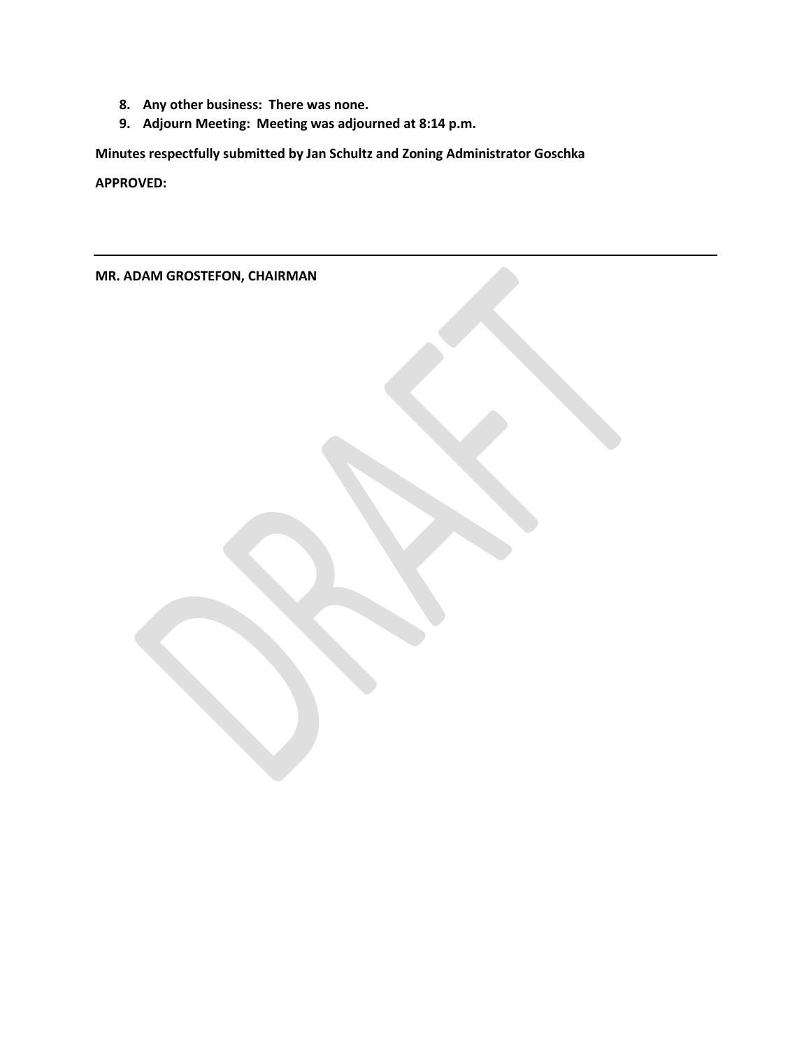8. **Any other business: There was none.**
9. **Adjourn Meeting: Meeting was adjourned at 8:14 p.m.**

**Minutes respectfully submitted by Jan Schultz and Zoning Administrator Goschka**

**APPROVED:**

---

**MR. ADAM GROSTEFON, CHAIRMAN**